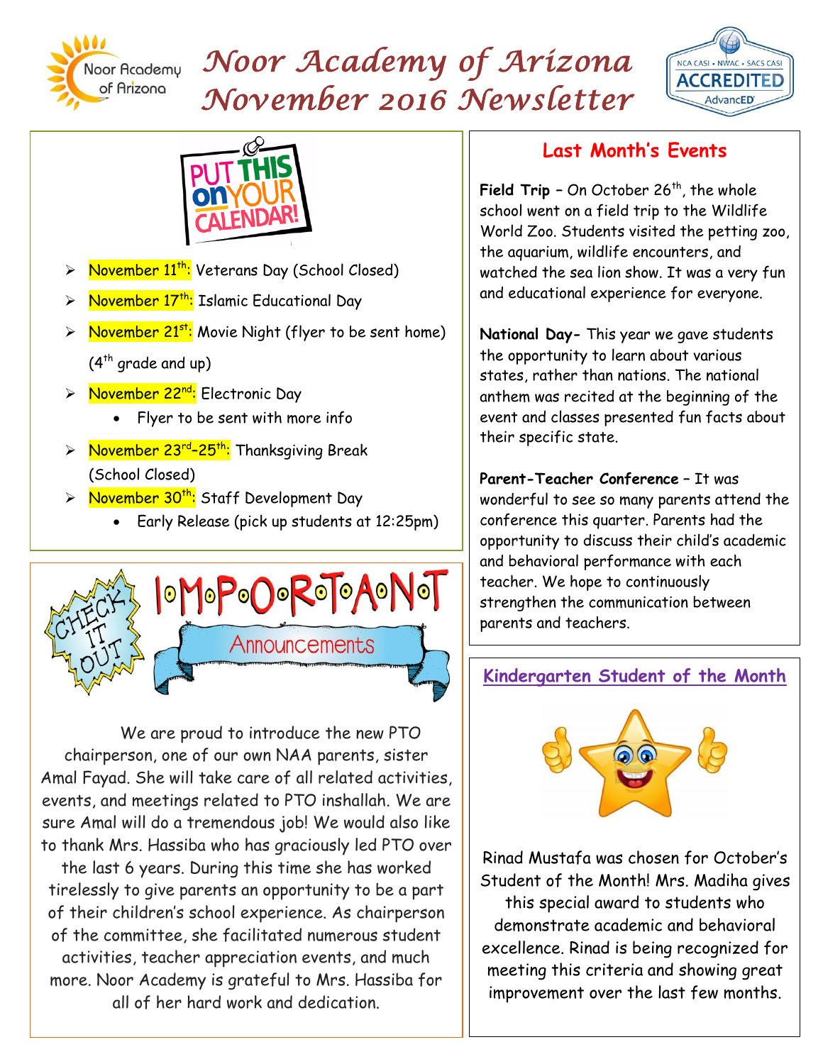# Noor Academy of Arizona November 2016 Newsletter

## PUT THIS ON YOUR CALENDAR!

- November 11th: Veterans Day (School Closed)
- November 17th: Islamic Educational Day
- November 21st: Movie Night (flyer to be sent home) (4th grade and up)
- November 22nd: Electronic Day
  - Flyer to be sent with more info
- November 23rd–25th: Thanksgiving Break (School Closed)
- November 30th: Staff Development Day
  - Early Release (pick up students at 12:25pm)

## IMPORTANT Announcements

We are proud to introduce the new PTO chairperson, one of our own NAA parents, sister Amal Fayad. She will take care of all related activities, events, and meetings related to PTO inshallah. We are sure Amal will do a tremendous job! We would also like to thank Mrs. Hassiba who has graciously led PTO over the last 6 years. During this time she has worked tirelessly to give parents an opportunity to be a part of their children's school experience. As chairperson of the committee, she facilitated numerous student activities, teacher appreciation events, and much more. Noor Academy is grateful to Mrs. Hassiba for all of her hard work and dedication.

## Last Month's Events

**Field Trip** – On October 26th, the whole school went on a field trip to the Wildlife World Zoo. Students visited the petting zoo, the aquarium, wildlife encounters, and watched the sea lion show. It was a very fun and educational experience for everyone.

**National Day-** This year we gave students the opportunity to learn about various states, rather than nations. The national anthem was recited at the beginning of the event and classes presented fun facts about their specific state.

**Parent-Teacher Conference** – It was wonderful to see so many parents attend the conference this quarter. Parents had the opportunity to discuss their child's academic and behavioral performance with each teacher. We hope to continuously strengthen the communication between parents and teachers.

## Kindergarten Student of the Month

Rinad Mustafa was chosen for October's Student of the Month! Mrs. Madiha gives this special award to students who demonstrate academic and behavioral excellence. Rinad is being recognized for meeting this criteria and showing great improvement over the last few months.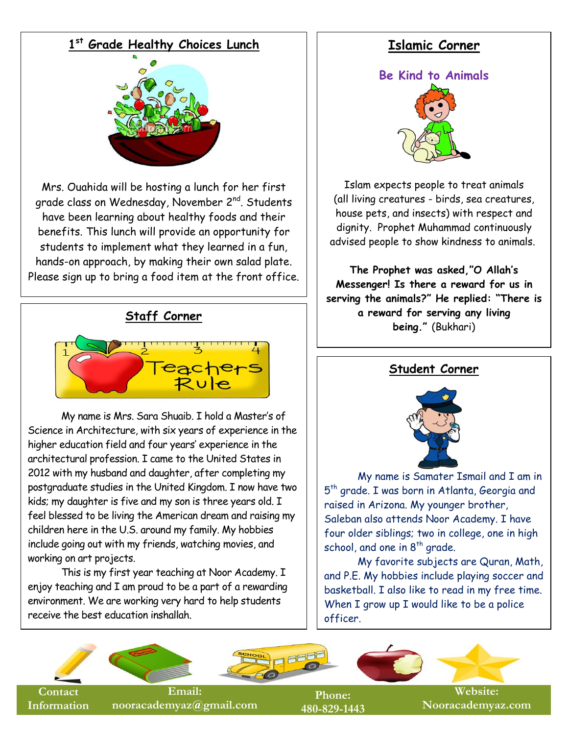## 1st Grade Healthy Choices Lunch

Mrs. Ouahida will be hosting a lunch for her first grade class on Wednesday, November 2nd. Students have been learning about healthy foods and their benefits. This lunch will provide an opportunity for students to implement what they learned in a fun, hands-on approach, by making their own salad plate. Please sign up to bring a food item at the front office.

## Staff Corner

My name is Mrs. Sara Shuaib. I hold a Master's of Science in Architecture, with six years of experience in the higher education field and four years' experience in the architectural profession. I came to the United States in 2012 with my husband and daughter, after completing my postgraduate studies in the United Kingdom. I now have two kids; my daughter is five and my son is three years old. I feel blessed to be living the American dream and raising my children here in the U.S. around my family. My hobbies include going out with my friends, watching movies, and working on art projects.

This is my first year teaching at Noor Academy. I enjoy teaching and I am proud to be a part of a rewarding environment. We are working very hard to help students receive the best education inshallah.

## Islamic Corner

### Be Kind to Animals

Islam expects people to treat animals (all living creatures - birds, sea creatures, house pets, and insects) with respect and dignity. Prophet Muhammad continuously advised people to show kindness to animals.

**The Prophet was asked,"O Allah's Messenger! Is there a reward for us in serving the animals?" He replied: "There is a reward for serving any living being."** (Bukhari)

## Student Corner

My name is Samater Ismail and I am in 5th grade. I was born in Atlanta, Georgia and raised in Arizona. My younger brother, Saleban also attends Noor Academy. I have four older siblings; two in college, one in high school, and one in 8th grade.

My favorite subjects are Quran, Math, and P.E. My hobbies include playing soccer and basketball. I also like to read in my free time. When I grow up I would like to be a police officer.

**Contact Information** | **Email:** nooracademyaz@gmail.com | **Phone:** 480-829-1443 | **Website:** Nooracademyaz.com